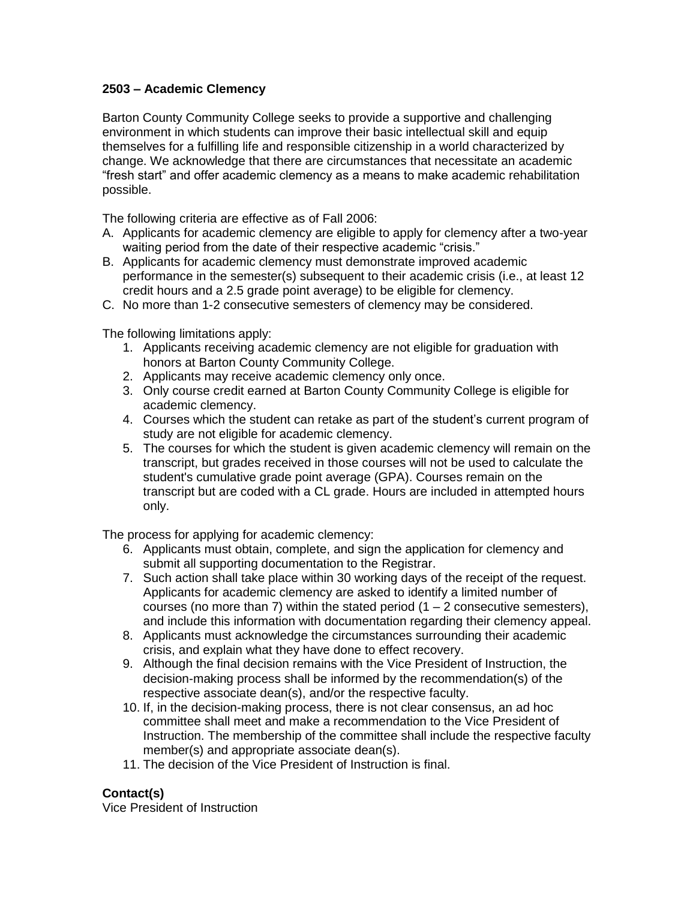**2503 – Academic Clemency**

Barton County Community College seeks to provide a supportive and challenging environment in which students can improve their basic intellectual skill and equip themselves for a fulfilling life and responsible citizenship in a world characterized by change. We acknowledge that there are circumstances that necessitate an academic "fresh start" and offer academic clemency as a means to make academic rehabilitation possible.

The following criteria are effective as of Fall 2006:

A. Applicants for academic clemency are eligible to apply for clemency after a two-year waiting period from the date of their respective academic "crisis."
B. Applicants for academic clemency must demonstrate improved academic performance in the semester(s) subsequent to their academic crisis (i.e., at least 12 credit hours and a 2.5 grade point average) to be eligible for clemency.
C. No more than 1-2 consecutive semesters of clemency may be considered.

The following limitations apply:

1. Applicants receiving academic clemency are not eligible for graduation with honors at Barton County Community College.
2. Applicants may receive academic clemency only once.
3. Only course credit earned at Barton County Community College is eligible for academic clemency.
4. Courses which the student can retake as part of the student's current program of study are not eligible for academic clemency.
5. The courses for which the student is given academic clemency will remain on the transcript, but grades received in those courses will not be used to calculate the student's cumulative grade point average (GPA). Courses remain on the transcript but are coded with a CL grade. Hours are included in attempted hours only.

The process for applying for academic clemency:

6. Applicants must obtain, complete, and sign the application for clemency and submit all supporting documentation to the Registrar.
7. Such action shall take place within 30 working days of the receipt of the request. Applicants for academic clemency are asked to identify a limited number of courses (no more than 7) within the stated period (1 – 2 consecutive semesters), and include this information with documentation regarding their clemency appeal.
8. Applicants must acknowledge the circumstances surrounding their academic crisis, and explain what they have done to effect recovery.
9. Although the final decision remains with the Vice President of Instruction, the decision-making process shall be informed by the recommendation(s) of the respective associate dean(s), and/or the respective faculty.
10. If, in the decision-making process, there is not clear consensus, an ad hoc committee shall meet and make a recommendation to the Vice President of Instruction. The membership of the committee shall include the respective faculty member(s) and appropriate associate dean(s).
11. The decision of the Vice President of Instruction is final.

**Contact(s)**

Vice President of Instruction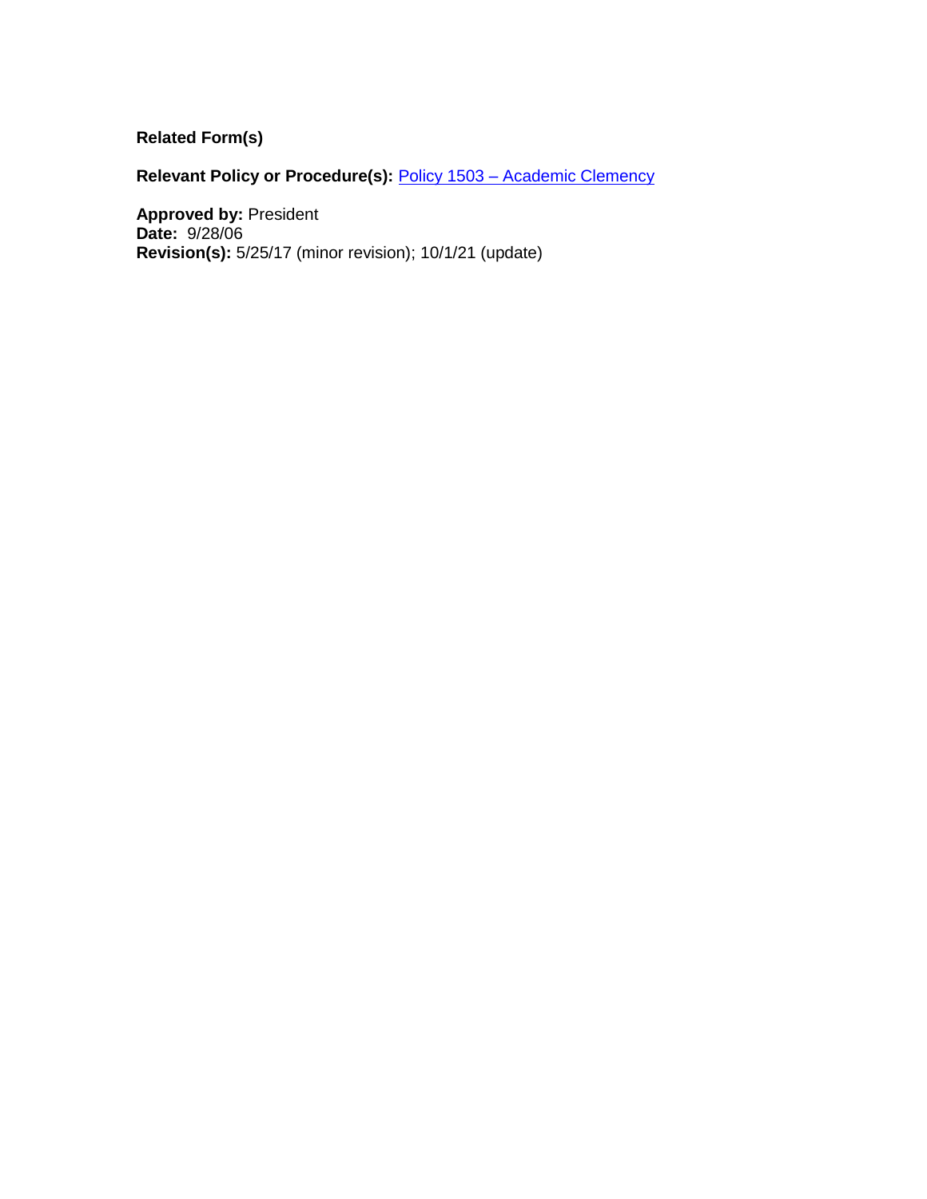**Related Form(s)**

**Relevant Policy or Procedure(s):** Policy 1503 – Academic Clemency

**Approved by:** President
**Date:** 9/28/06
**Revision(s):** 5/25/17 (minor revision); 10/1/21 (update)